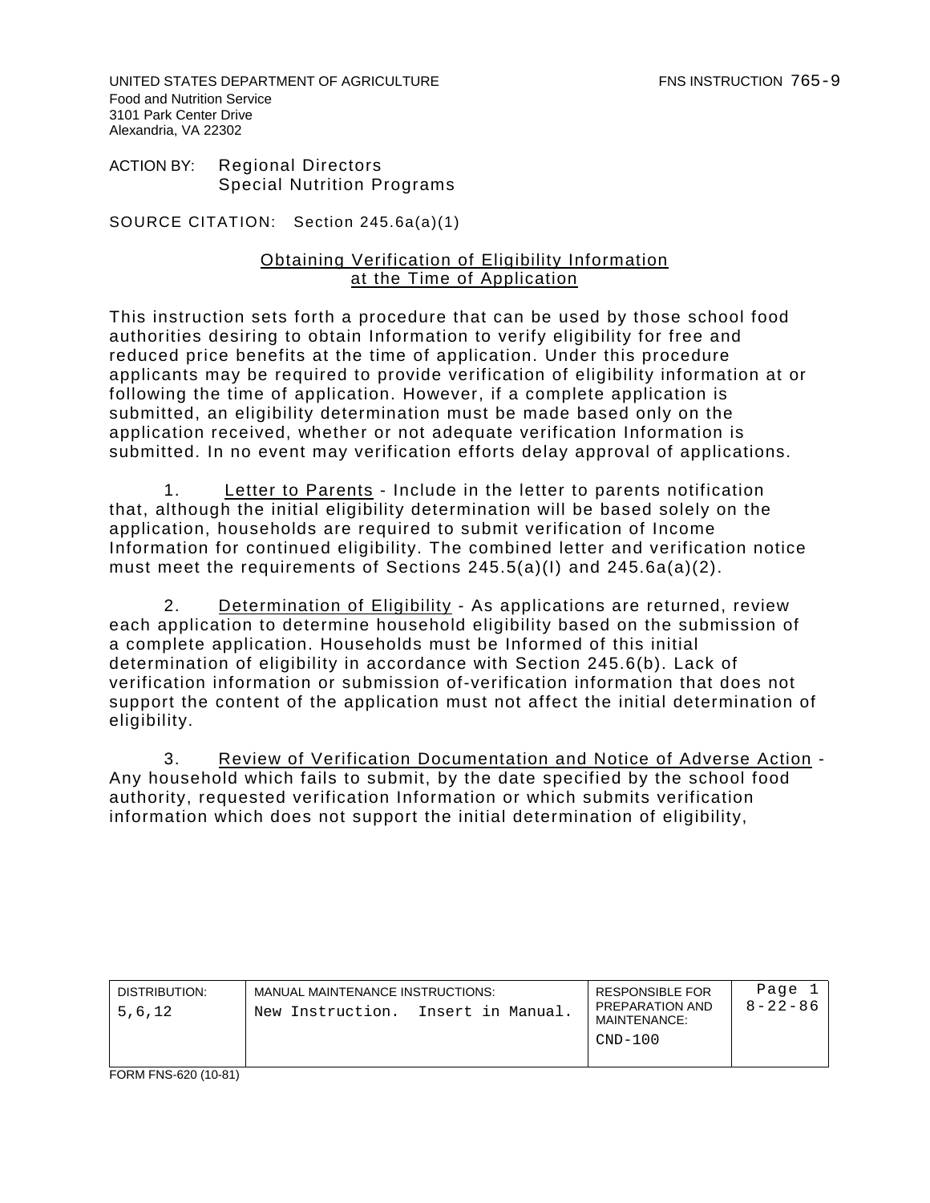UNITED STATES DEPARTMENT OF AGRICULTURE
Food and Nutrition Service
3101 Park Center Drive
Alexandria, VA 22302

FNS INSTRUCTION 765-9

ACTION BY: Regional Directors
Special Nutrition Programs

SOURCE CITATION: Section 245.6a(a)(1)

## Obtaining Verification of Eligibility Information at the Time of Application

This instruction sets forth a procedure that can be used by those school food authorities desiring to obtain Information to verify eligibility for free and reduced price benefits at the time of application. Under this procedure applicants may be required to provide verification of eligibility information at or following the time of application. However, if a complete application is submitted, an eligibility determination must be made based only on the application received, whether or not adequate verification Information is submitted. In no event may verification efforts delay approval of applications.

1. Letter to Parents - Include in the letter to parents notification that, although the initial eligibility determination will be based solely on the application, households are required to submit verification of Income Information for continued eligibility. The combined letter and verification notice must meet the requirements of Sections 245.5(a)(l) and 245.6a(a)(2).

2. Determination of Eligibility - As applications are returned, review each application to determine household eligibility based on the submission of a complete application. Households must be Informed of this initial determination of eligibility in accordance with Section 245.6(b). Lack of verification information or submission of-verification information that does not support the content of the application must not affect the initial determination of eligibility.

3. Review of Verification Documentation and Notice of Adverse Action - Any household which fails to submit, by the date specified by the school food authority, requested verification Information or which submits verification information which does not support the initial determination of eligibility,

| DISTRIBUTION: | MANUAL MAINTENANCE INSTRUCTIONS: | RESPONSIBLE FOR PREPARATION AND MAINTENANCE: | Page 1 |
|---|---|---|---|
| 5,6,12 | New Instruction. Insert in Manual. | CND-100 | 8-22-86 |

FORM FNS-620 (10-81)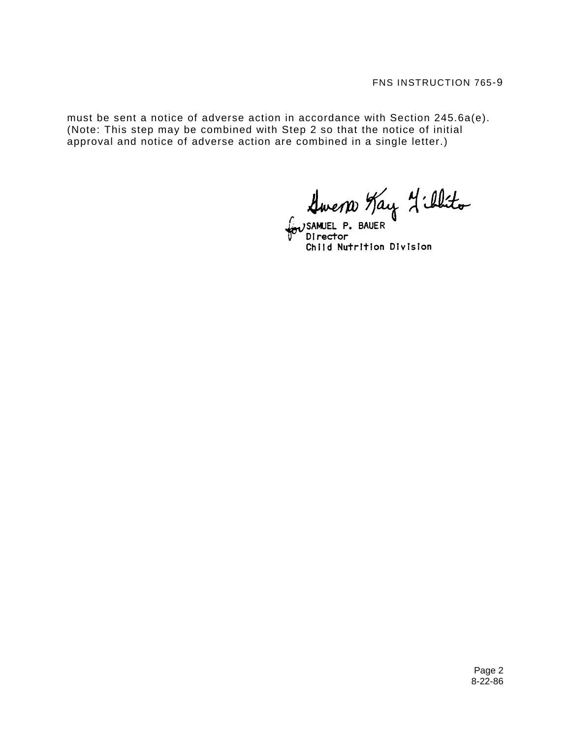must be sent a notice of adverse action in accordance with Section 245.6a(e). (Note: This step may be combined with Step 2 so that the notice of initial approval and notice of adverse action are combined in a single letter.)

Gwenn Kay Gibbitts
for SAMUEL P. BAUER
Director
Child Nutrition Division

8-22-86